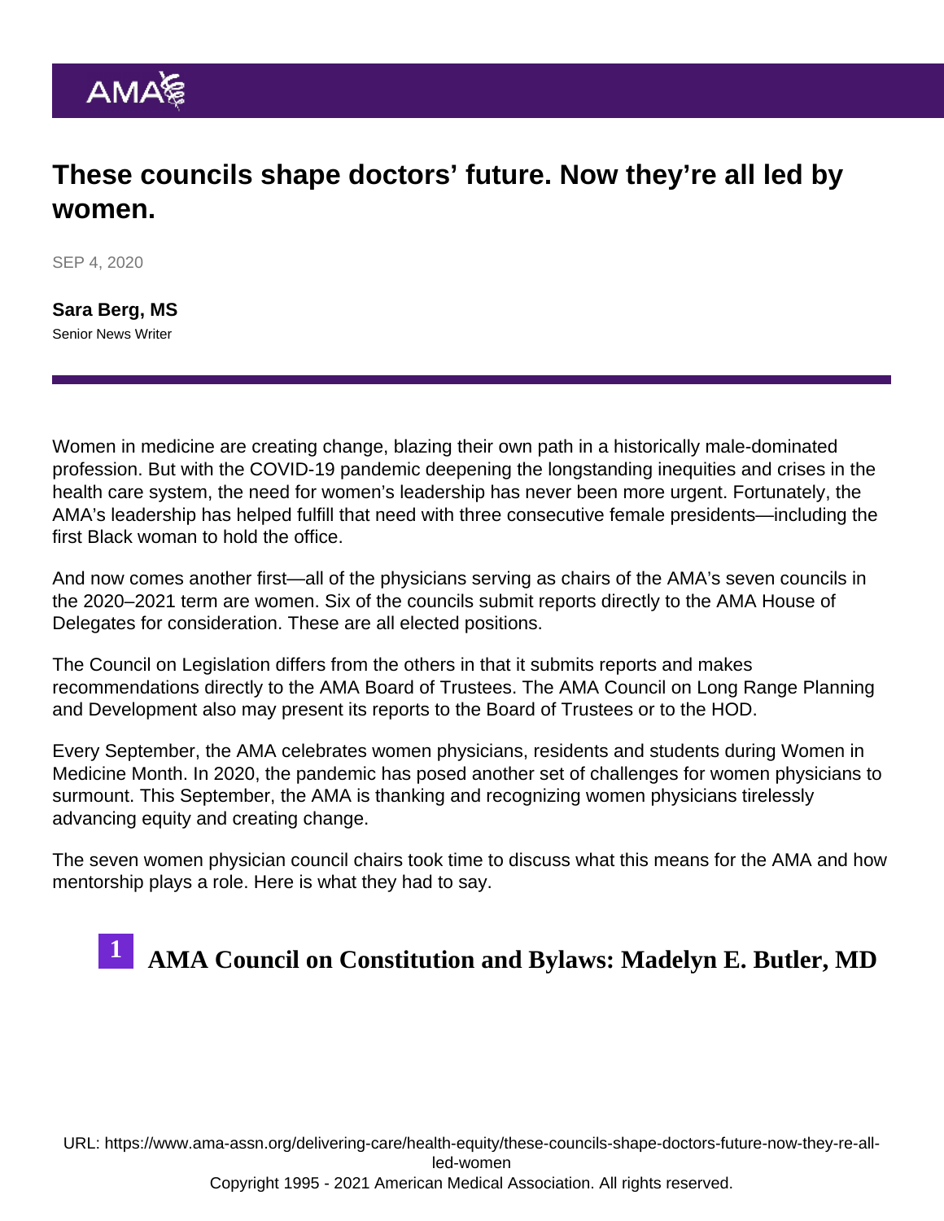# These councils shape doctors' future. Now they're all led by women.

SEP 4, 2020

**Sara Berg, MS**
Senior News Writer

Women in medicine are creating change, blazing their own path in a historically male-dominated profession. But with the COVID-19 pandemic deepening the longstanding inequities and crises in the health care system, the need for women's leadership has never been more urgent. Fortunately, the AMA's leadership has helped fulfill that need with three consecutive female presidents—including the first Black woman to hold the office.

And now comes another first—all of the physicians serving as chairs of the AMA's seven councils in the 2020–2021 term are women. Six of the councils submit reports directly to the AMA House of Delegates for consideration. These are all elected positions.

The Council on Legislation differs from the others in that it submits reports and makes recommendations directly to the AMA Board of Trustees. The AMA Council on Long Range Planning and Development also may present its reports to the Board of Trustees or to the HOD.

Every September, the AMA celebrates women physicians, residents and students during Women in Medicine Month. In 2020, the pandemic has posed another set of challenges for women physicians to surmount. This September, the AMA is thanking and recognizing women physicians tirelessly advancing equity and creating change.

The seven women physician council chairs took time to discuss what this means for the AMA and how mentorship plays a role. Here is what they had to say.

## 1 AMA Council on Constitution and Bylaws: Madelyn E. Butler, MD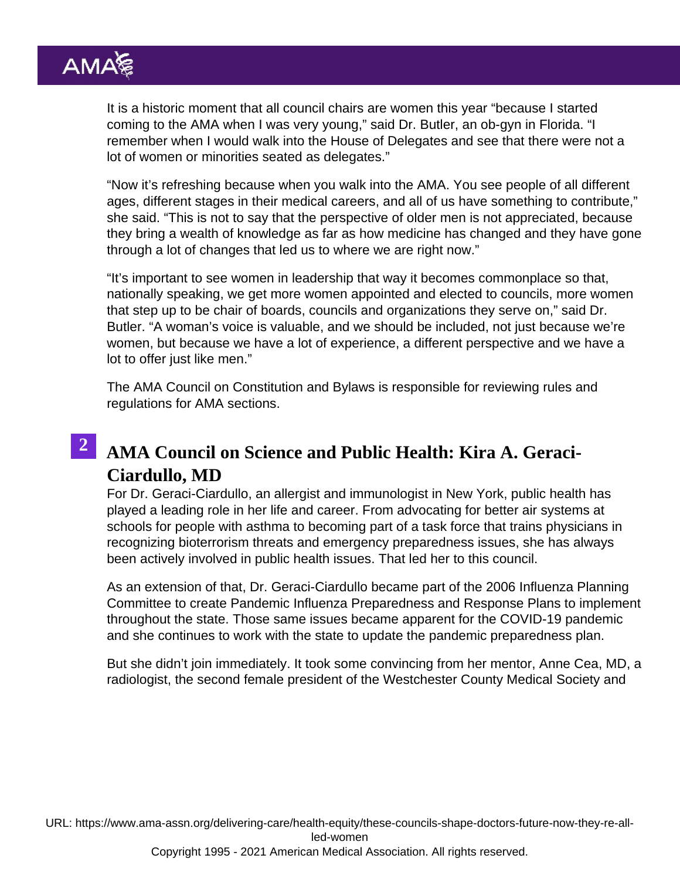It is a historic moment that all council chairs are women this year "because I started coming to the AMA when I was very young," said Dr. Butler, an ob-gyn in Florida. "I remember when I would walk into the House of Delegates and see that there were not a lot of women or minorities seated as delegates."

"Now it's refreshing because when you walk into the AMA. You see people of all different ages, different stages in their medical careers, and all of us have something to contribute," she said. "This is not to say that the perspective of older men is not appreciated, because they bring a wealth of knowledge as far as how medicine has changed and they have gone through a lot of changes that led us to where we are right now."

"It's important to see women in leadership that way it becomes commonplace so that, nationally speaking, we get more women appointed and elected to councils, more women that step up to be chair of boards, councils and organizations they serve on," said Dr. Butler. "A woman's voice is valuable, and we should be included, not just because we're women, but because we have a lot of experience, a different perspective and we have a lot to offer just like men."

The AMA Council on Constitution and Bylaws is responsible for reviewing rules and regulations for AMA sections.

## 2 AMA Council on Science and Public Health: Kira A. Geraci-Ciardullo, MD

For Dr. Geraci-Ciardullo, an allergist and immunologist in New York, public health has played a leading role in her life and career. From advocating for better air systems at schools for people with asthma to becoming part of a task force that trains physicians in recognizing bioterrorism threats and emergency preparedness issues, she has always been actively involved in public health issues. That led her to this council.

As an extension of that, Dr. Geraci-Ciardullo became part of the 2006 Influenza Planning Committee to create Pandemic Influenza Preparedness and Response Plans to implement throughout the state. Those same issues became apparent for the COVID-19 pandemic and she continues to work with the state to update the pandemic preparedness plan.

But she didn't join immediately. It took some convincing from her mentor, Anne Cea, MD, a radiologist, the second female president of the Westchester County Medical Society and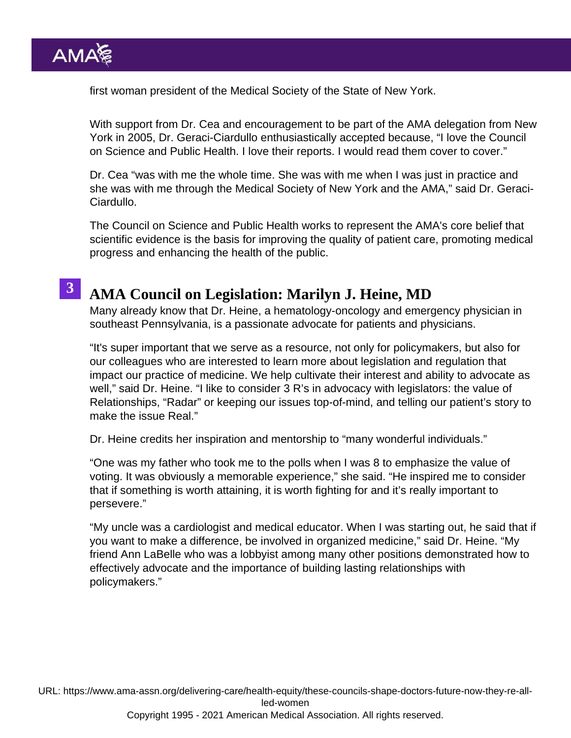first woman president of the Medical Society of the State of New York.

With support from Dr. Cea and encouragement to be part of the AMA delegation from New York in 2005, Dr. Geraci-Ciardullo enthusiastically accepted because, "I love the Council on Science and Public Health. I love their reports. I would read them cover to cover."

Dr. Cea "was with me the whole time. She was with me when I was just in practice and she was with me through the Medical Society of New York and the AMA," said Dr. Geraci-Ciardullo.

The Council on Science and Public Health works to represent the AMA's core belief that scientific evidence is the basis for improving the quality of patient care, promoting medical progress and enhancing the health of the public.

## 3 AMA Council on Legislation: Marilyn J. Heine, MD

Many already know that Dr. Heine, a hematology-oncology and emergency physician in southeast Pennsylvania, is a passionate advocate for patients and physicians.

"It's super important that we serve as a resource, not only for policymakers, but also for our colleagues who are interested to learn more about legislation and regulation that impact our practice of medicine. We help cultivate their interest and ability to advocate as well," said Dr. Heine. "I like to consider 3 R's in advocacy with legislators: the value of Relationships, "Radar" or keeping our issues top-of-mind, and telling our patient's story to make the issue Real."

Dr. Heine credits her inspiration and mentorship to "many wonderful individuals."

"One was my father who took me to the polls when I was 8 to emphasize the value of voting. It was obviously a memorable experience," she said. "He inspired me to consider that if something is worth attaining, it is worth fighting for and it's really important to persevere."

"My uncle was a cardiologist and medical educator. When I was starting out, he said that if you want to make a difference, be involved in organized medicine," said Dr. Heine. "My friend Ann LaBelle who was a lobbyist among many other positions demonstrated how to effectively advocate and the importance of building lasting relationships with policymakers."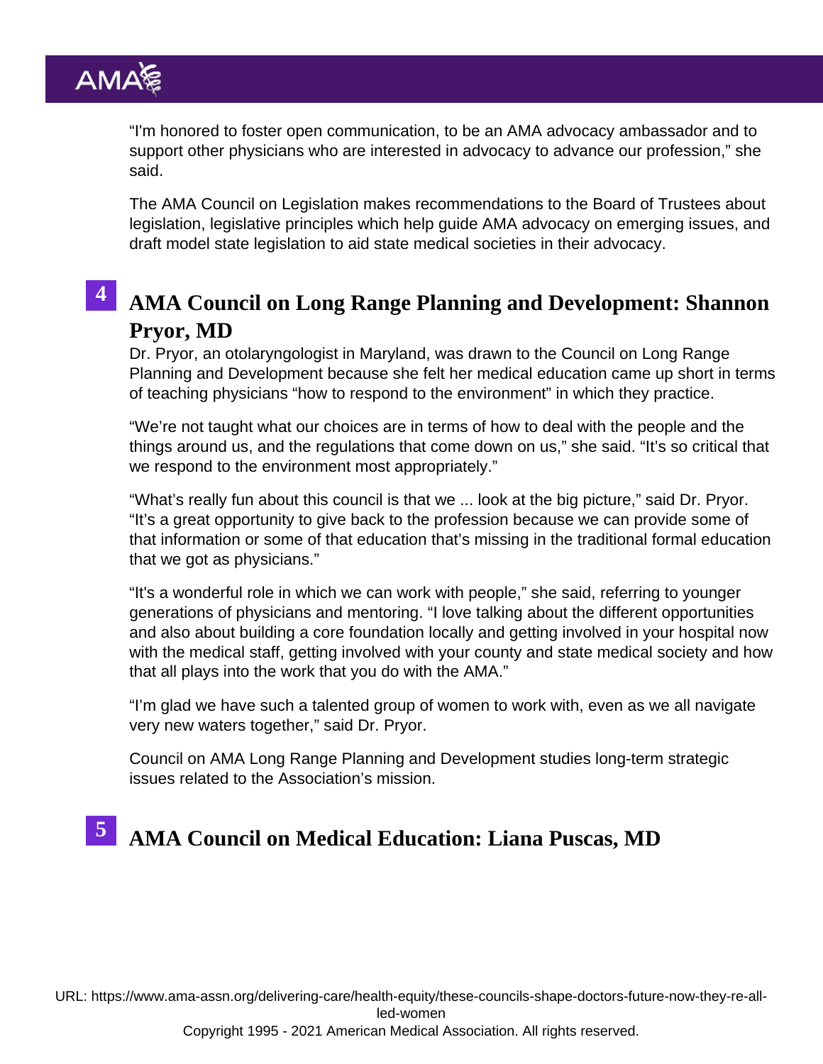"I'm honored to foster open communication, to be an AMA advocacy ambassador and to support other physicians who are interested in advocacy to advance our profession," she said.

The AMA Council on Legislation makes recommendations to the Board of Trustees about legislation, legislative principles which help guide AMA advocacy on emerging issues, and draft model state legislation to aid state medical societies in their advocacy.

## 4 AMA Council on Long Range Planning and Development: Shannon Pryor, MD

Dr. Pryor, an otolaryngologist in Maryland, was drawn to the Council on Long Range Planning and Development because she felt her medical education came up short in terms of teaching physicians "how to respond to the environment" in which they practice.

"We're not taught what our choices are in terms of how to deal with the people and the things around us, and the regulations that come down on us," she said. "It's so critical that we respond to the environment most appropriately."

"What's really fun about this council is that we ... look at the big picture," said Dr. Pryor. "It's a great opportunity to give back to the profession because we can provide some of that information or some of that education that's missing in the traditional formal education that we got as physicians."

"It's a wonderful role in which we can work with people," she said, referring to younger generations of physicians and mentoring. "I love talking about the different opportunities and also about building a core foundation locally and getting involved in your hospital now with the medical staff, getting involved with your county and state medical society and how that all plays into the work that you do with the AMA."

"I'm glad we have such a talented group of women to work with, even as we all navigate very new waters together," said Dr. Pryor.

Council on AMA Long Range Planning and Development studies long-term strategic issues related to the Association's mission.

## 5 AMA Council on Medical Education: Liana Puscas, MD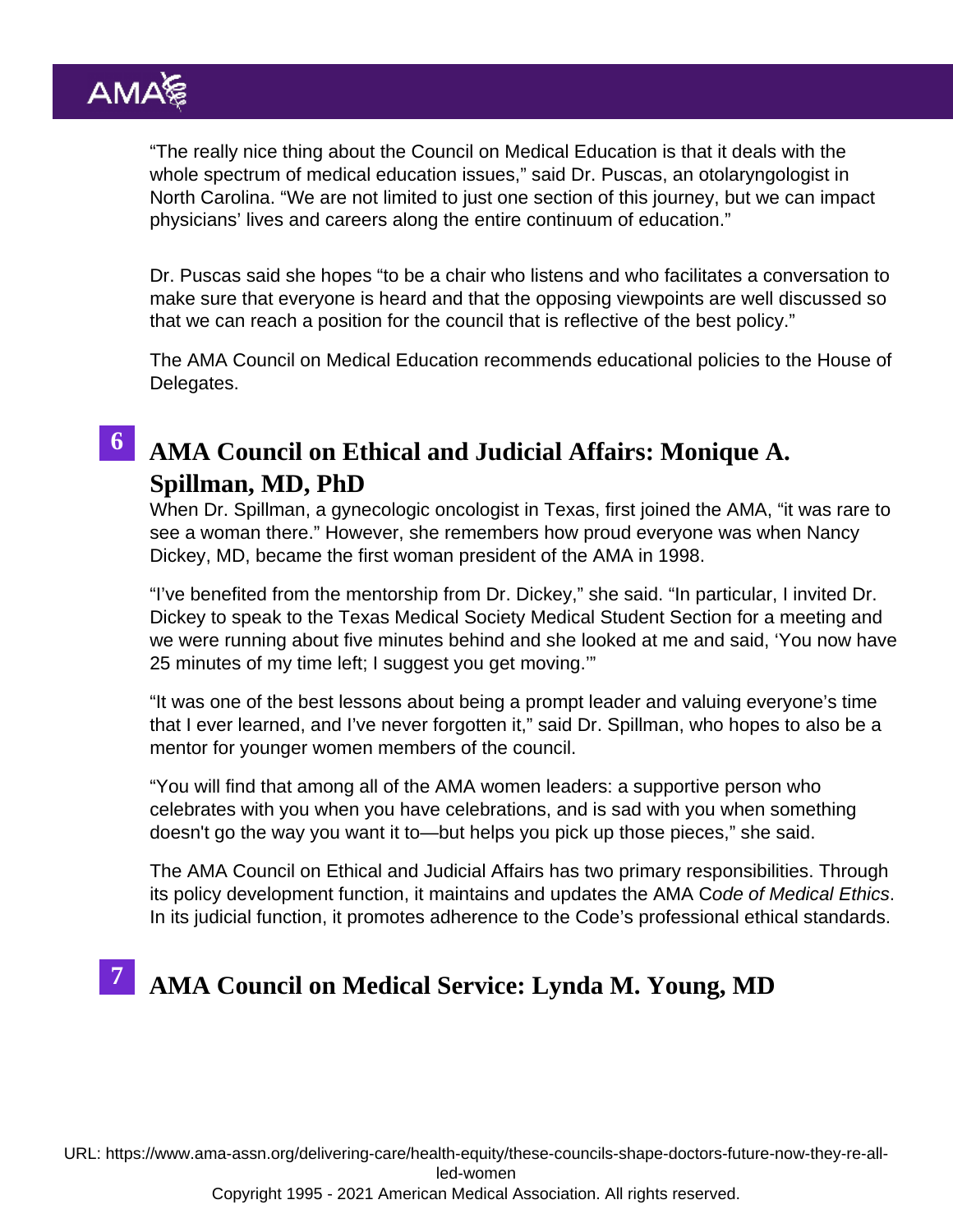"The really nice thing about the Council on Medical Education is that it deals with the whole spectrum of medical education issues," said Dr. Puscas, an otolaryngologist in North Carolina. "We are not limited to just one section of this journey, but we can impact physicians' lives and careers along the entire continuum of education."

Dr. Puscas said she hopes "to be a chair who listens and who facilitates a conversation to make sure that everyone is heard and that the opposing viewpoints are well discussed so that we can reach a position for the council that is reflective of the best policy."

The AMA Council on Medical Education recommends educational policies to the House of Delegates.

## 6 AMA Council on Ethical and Judicial Affairs: Monique A. Spillman, MD, PhD

When Dr. Spillman, a gynecologic oncologist in Texas, first joined the AMA, "it was rare to see a woman there." However, she remembers how proud everyone was when Nancy Dickey, MD, became the first woman president of the AMA in 1998.

"I've benefited from the mentorship from Dr. Dickey," she said. "In particular, I invited Dr. Dickey to speak to the Texas Medical Society Medical Student Section for a meeting and we were running about five minutes behind and she looked at me and said, 'You now have 25 minutes of my time left; I suggest you get moving.'"

"It was one of the best lessons about being a prompt leader and valuing everyone's time that I ever learned, and I've never forgotten it," said Dr. Spillman, who hopes to also be a mentor for younger women members of the council.

"You will find that among all of the AMA women leaders: a supportive person who celebrates with you when you have celebrations, and is sad with you when something doesn't go the way you want it to—but helps you pick up those pieces," she said.

The AMA Council on Ethical and Judicial Affairs has two primary responsibilities. Through its policy development function, it maintains and updates the AMA C*ode of Medical Ethics*. In its judicial function, it promotes adherence to the Code's professional ethical standards.

## 7 AMA Council on Medical Service: Lynda M. Young, MD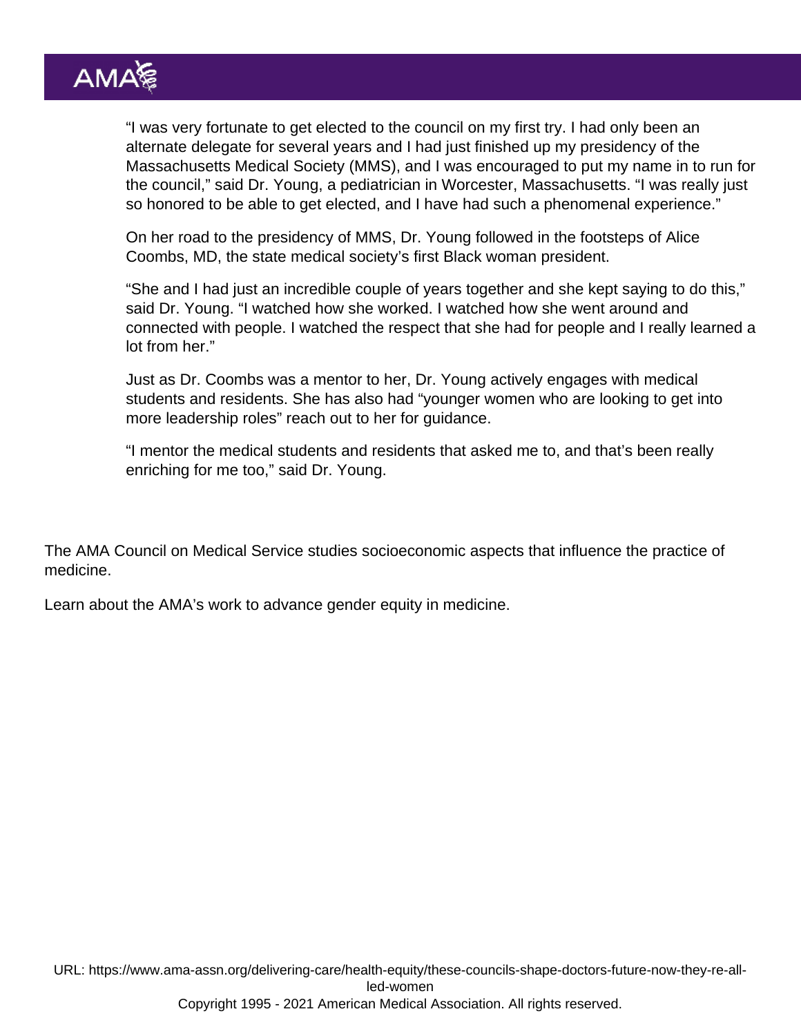"I was very fortunate to get elected to the council on my first try. I had only been an alternate delegate for several years and I had just finished up my presidency of the Massachusetts Medical Society (MMS), and I was encouraged to put my name in to run for the council," said Dr. Young, a pediatrician in Worcester, Massachusetts. "I was really just so honored to be able to get elected, and I have had such a phenomenal experience."

On her road to the presidency of MMS, Dr. Young followed in the footsteps of Alice Coombs, MD, the state medical society's first Black woman president.

"She and I had just an incredible couple of years together and she kept saying to do this," said Dr. Young. "I watched how she worked. I watched how she went around and connected with people. I watched the respect that she had for people and I really learned a lot from her."

Just as Dr. Coombs was a mentor to her, Dr. Young actively engages with medical students and residents. She has also had "younger women who are looking to get into more leadership roles" reach out to her for guidance.

"I mentor the medical students and residents that asked me to, and that's been really enriching for me too," said Dr. Young.

The AMA Council on Medical Service studies socioeconomic aspects that influence the practice of medicine.

Learn about the AMA's work to advance gender equity in medicine.